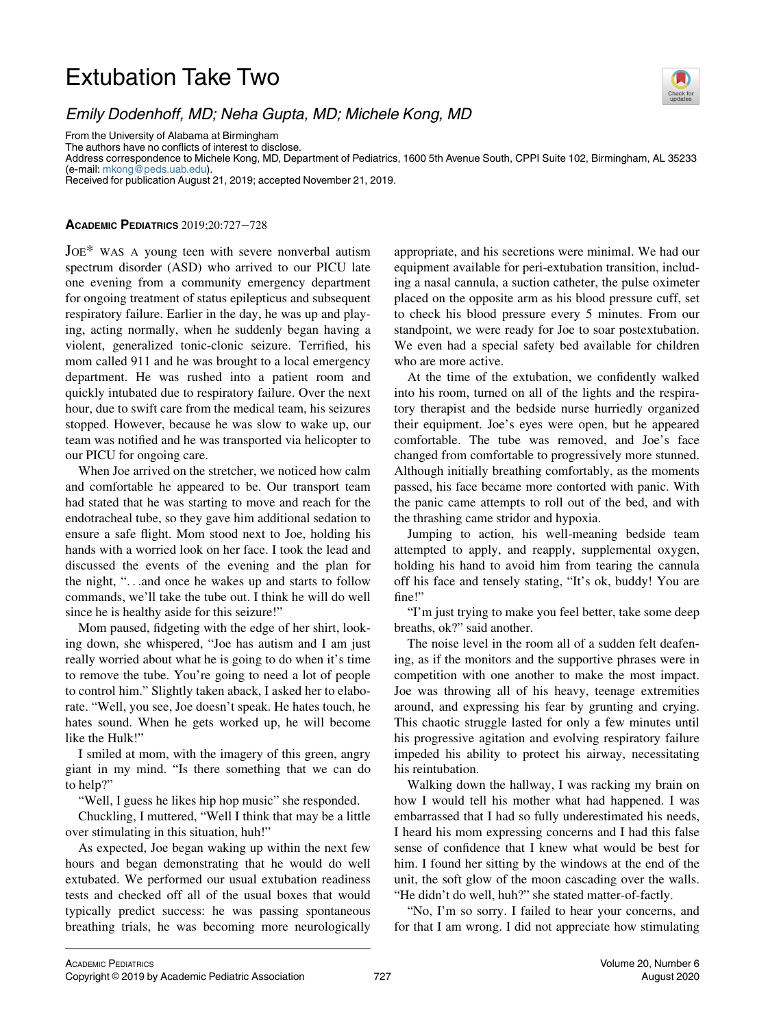# Extubation Take Two

*Emily Dodenhoff, MD; Neha Gupta, MD; Michele Kong, MD*

From the University of Alabama at Birmingham
The authors have no conflicts of interest to disclose.
Address correspondence to Michele Kong, MD, Department of Pediatrics, 1600 5th Avenue South, CPPI Suite 102, Birmingham, AL 35233 (e-mail: mkong@peds.uab.edu).
Received for publication August 21, 2019; accepted November 21, 2019.

**ACADEMIC PEDIATRICS** 2019;20:727−728

JOE* WAS A young teen with severe nonverbal autism spectrum disorder (ASD) who arrived to our PICU late one evening from a community emergency department for ongoing treatment of status epilepticus and subsequent respiratory failure. Earlier in the day, he was up and playing, acting normally, when he suddenly began having a violent, generalized tonic-clonic seizure. Terrified, his mom called 911 and he was brought to a local emergency department. He was rushed into a patient room and quickly intubated due to respiratory failure. Over the next hour, due to swift care from the medical team, his seizures stopped. However, because he was slow to wake up, our team was notified and he was transported via helicopter to our PICU for ongoing care.

When Joe arrived on the stretcher, we noticed how calm and comfortable he appeared to be. Our transport team had stated that he was starting to move and reach for the endotracheal tube, so they gave him additional sedation to ensure a safe flight. Mom stood next to Joe, holding his hands with a worried look on her face. I took the lead and discussed the events of the evening and the plan for the night, "…and once he wakes up and starts to follow commands, we'll take the tube out. I think he will do well since he is healthy aside for this seizure!"

Mom paused, fidgeting with the edge of her shirt, looking down, she whispered, "Joe has autism and I am just really worried about what he is going to do when it's time to remove the tube. You're going to need a lot of people to control him." Slightly taken aback, I asked her to elaborate. "Well, you see, Joe doesn't speak. He hates touch, he hates sound. When he gets worked up, he will become like the Hulk!"

I smiled at mom, with the imagery of this green, angry giant in my mind. "Is there something that we can do to help?"

"Well, I guess he likes hip hop music" she responded.

Chuckling, I muttered, "Well I think that may be a little over stimulating in this situation, huh!"

As expected, Joe began waking up within the next few hours and began demonstrating that he would do well extubated. We performed our usual extubation readiness tests and checked off all of the usual boxes that would typically predict success: he was passing spontaneous breathing trials, he was becoming more neurologically appropriate, and his secretions were minimal. We had our equipment available for peri-extubation transition, including a nasal cannula, a suction catheter, the pulse oximeter placed on the opposite arm as his blood pressure cuff, set to check his blood pressure every 5 minutes. From our standpoint, we were ready for Joe to soar postextubation. We even had a special safety bed available for children who are more active.

At the time of the extubation, we confidently walked into his room, turned on all of the lights and the respiratory therapist and the bedside nurse hurriedly organized their equipment. Joe's eyes were open, but he appeared comfortable. The tube was removed, and Joe's face changed from comfortable to progressively more stunned. Although initially breathing comfortably, as the moments passed, his face became more contorted with panic. With the panic came attempts to roll out of the bed, and with the thrashing came stridor and hypoxia.

Jumping to action, his well-meaning bedside team attempted to apply, and reapply, supplemental oxygen, holding his hand to avoid him from tearing the cannula off his face and tensely stating, "It's ok, buddy! You are fine!"

"I'm just trying to make you feel better, take some deep breaths, ok?" said another.

The noise level in the room all of a sudden felt deafening, as if the monitors and the supportive phrases were in competition with one another to make the most impact. Joe was throwing all of his heavy, teenage extremities around, and expressing his fear by grunting and crying. This chaotic struggle lasted for only a few minutes until his progressive agitation and evolving respiratory failure impeded his ability to protect his airway, necessitating his reintubation.

Walking down the hallway, I was racking my brain on how I would tell his mother what had happened. I was embarrassed that I had so fully underestimated his needs, I heard his mom expressing concerns and I had this false sense of confidence that I knew what would be best for him. I found her sitting by the windows at the end of the unit, the soft glow of the moon cascading over the walls. "He didn't do well, huh?" she stated matter-of-factly.

"No, I'm so sorry. I failed to hear your concerns, and for that I am wrong. I did not appreciate how stimulating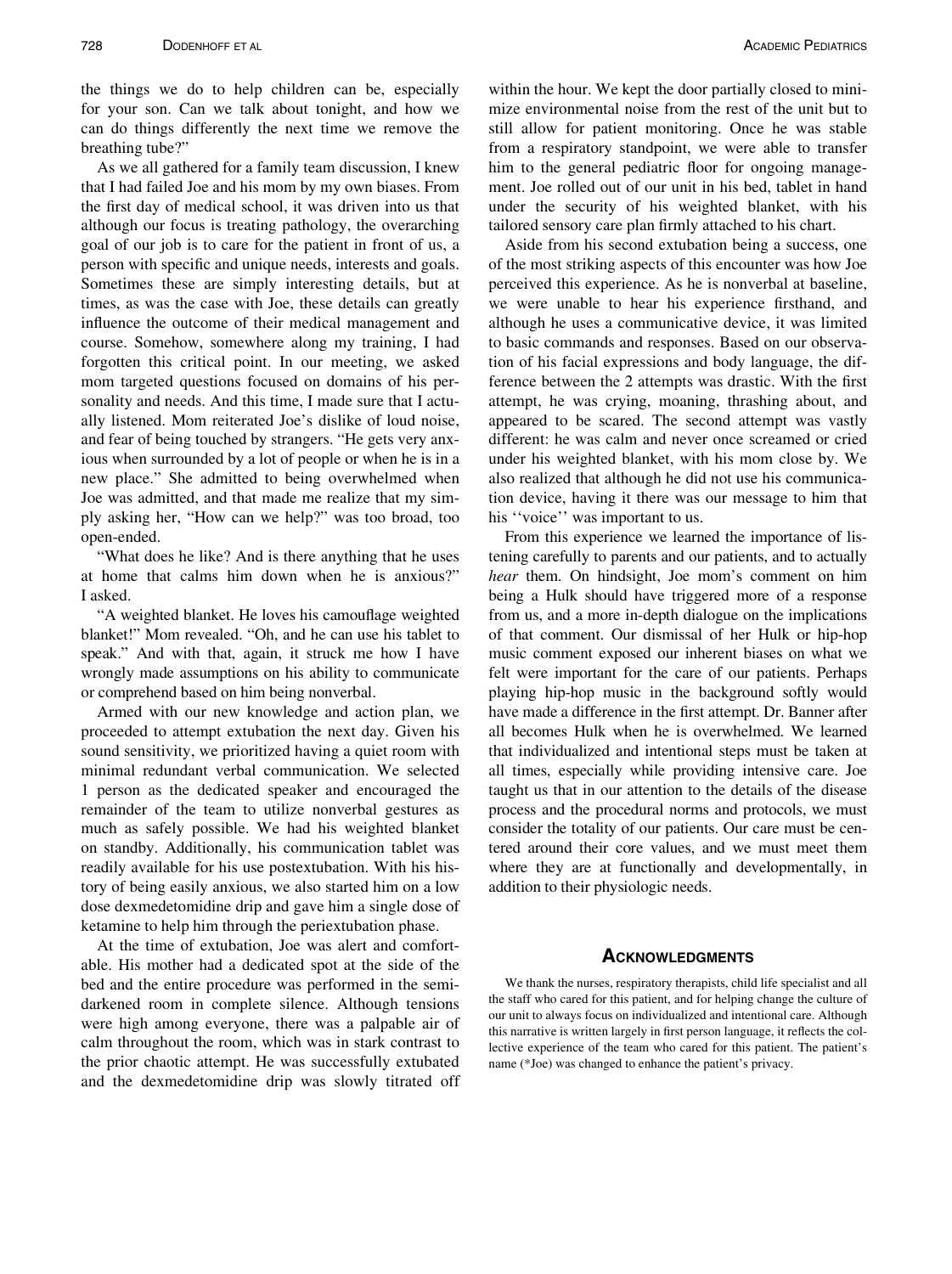the things we do to help children can be, especially for your son. Can we talk about tonight, and how we can do things differently the next time we remove the breathing tube?"

As we all gathered for a family team discussion, I knew that I had failed Joe and his mom by my own biases. From the first day of medical school, it was driven into us that although our focus is treating pathology, the overarching goal of our job is to care for the patient in front of us, a person with specific and unique needs, interests and goals. Sometimes these are simply interesting details, but at times, as was the case with Joe, these details can greatly influence the outcome of their medical management and course. Somehow, somewhere along my training, I had forgotten this critical point. In our meeting, we asked mom targeted questions focused on domains of his personality and needs. And this time, I made sure that I actually listened. Mom reiterated Joe's dislike of loud noise, and fear of being touched by strangers. "He gets very anxious when surrounded by a lot of people or when he is in a new place." She admitted to being overwhelmed when Joe was admitted, and that made me realize that my simply asking her, "How can we help?" was too broad, too open-ended.

"What does he like? And is there anything that he uses at home that calms him down when he is anxious?" I asked.

"A weighted blanket. He loves his camouflage weighted blanket!" Mom revealed. "Oh, and he can use his tablet to speak." And with that, again, it struck me how I have wrongly made assumptions on his ability to communicate or comprehend based on him being nonverbal.

Armed with our new knowledge and action plan, we proceeded to attempt extubation the next day. Given his sound sensitivity, we prioritized having a quiet room with minimal redundant verbal communication. We selected 1 person as the dedicated speaker and encouraged the remainder of the team to utilize nonverbal gestures as much as safely possible. We had his weighted blanket on standby. Additionally, his communication tablet was readily available for his use postextubation. With his history of being easily anxious, we also started him on a low dose dexmedetomidine drip and gave him a single dose of ketamine to help him through the periextubation phase.

At the time of extubation, Joe was alert and comfortable. His mother had a dedicated spot at the side of the bed and the entire procedure was performed in the semi-darkened room in complete silence. Although tensions were high among everyone, there was a palpable air of calm throughout the room, which was in stark contrast to the prior chaotic attempt. He was successfully extubated and the dexmedetomidine drip was slowly titrated off within the hour. We kept the door partially closed to minimize environmental noise from the rest of the unit but to still allow for patient monitoring. Once he was stable from a respiratory standpoint, we were able to transfer him to the general pediatric floor for ongoing management. Joe rolled out of our unit in his bed, tablet in hand under the security of his weighted blanket, with his tailored sensory care plan firmly attached to his chart.

Aside from his second extubation being a success, one of the most striking aspects of this encounter was how Joe perceived this experience. As he is nonverbal at baseline, we were unable to hear his experience firsthand, and although he uses a communicative device, it was limited to basic commands and responses. Based on our observation of his facial expressions and body language, the difference between the 2 attempts was drastic. With the first attempt, he was crying, moaning, thrashing about, and appeared to be scared. The second attempt was vastly different: he was calm and never once screamed or cried under his weighted blanket, with his mom close by. We also realized that although he did not use his communication device, having it there was our message to him that his ''voice'' was important to us.

From this experience we learned the importance of listening carefully to parents and our patients, and to actually *hear* them. On hindsight, Joe mom's comment on him being a Hulk should have triggered more of a response from us, and a more in-depth dialogue on the implications of that comment. Our dismissal of her Hulk or hip-hop music comment exposed our inherent biases on what we felt were important for the care of our patients. Perhaps playing hip-hop music in the background softly would have made a difference in the first attempt. Dr. Banner after all becomes Hulk when he is overwhelmed. We learned that individualized and intentional steps must be taken at all times, especially while providing intensive care. Joe taught us that in our attention to the details of the disease process and the procedural norms and protocols, we must consider the totality of our patients. Our care must be centered around their core values, and we must meet them where they are at functionally and developmentally, in addition to their physiologic needs.

## Acknowledgments

We thank the nurses, respiratory therapists, child life specialist and all the staff who cared for this patient, and for helping change the culture of our unit to always focus on individualized and intentional care. Although this narrative is written largely in first person language, it reflects the collective experience of the team who cared for this patient. The patient's name (*Joe) was changed to enhance the patient's privacy.